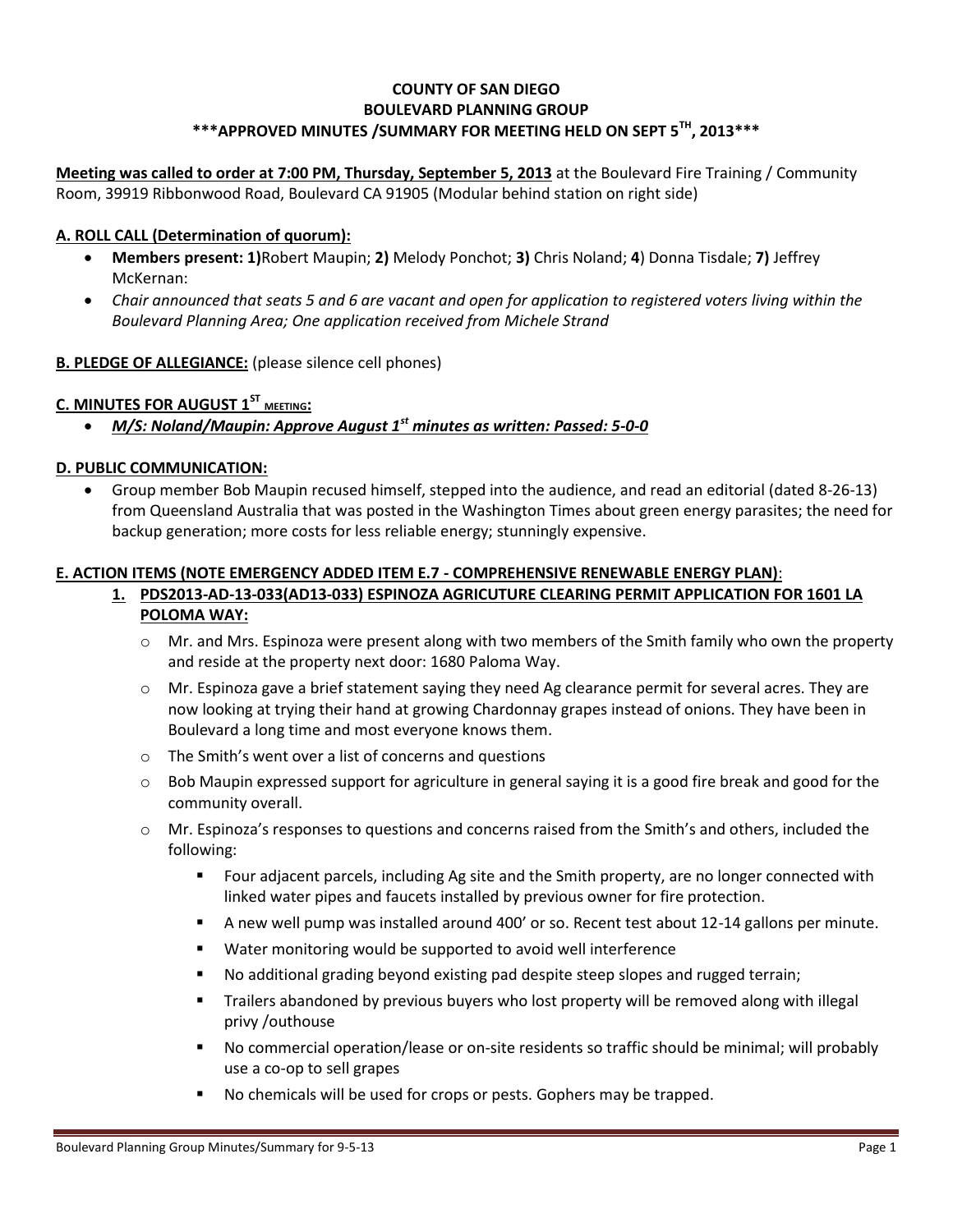# COUNTY OF SAN DIEGO
# BOULEVARD PLANNING GROUP
## ***APPROVED MINUTES /SUMMARY FOR MEETING HELD ON SEPT 5TH, 2013***

**Meeting was called to order at 7:00 PM, Thursday, September 5, 2013** at the Boulevard Fire Training / Community Room, 39919 Ribbonwood Road, Boulevard CA 91905 (Modular behind station on right side)

### A. ROLL CALL (Determination of quorum):

- **Members present: 1)**Robert Maupin; **2)** Melody Ponchot; **3)** Chris Noland; **4**) Donna Tisdale; **7)** Jeffrey McKernan:
- *Chair announced that seats 5 and 6 are vacant and open for application to registered voters living within the Boulevard Planning Area; One application received from Michele Strand*

### B. PLEDGE OF ALLEGIANCE: (please silence cell phones)

### C. MINUTES FOR AUGUST 1ST MEETING:

- ***M/S: Noland/Maupin: Approve August 1st minutes as written: Passed: 5-0-0***

### D. PUBLIC COMMUNICATION:

- Group member Bob Maupin recused himself, stepped into the audience, and read an editorial (dated 8-26-13) from Queensland Australia that was posted in the Washington Times about green energy parasites; the need for backup generation; more costs for less reliable energy; stunningly expensive.

### E. ACTION ITEMS (NOTE EMERGENCY ADDED ITEM E.7 - COMPREHENSIVE RENEWABLE ENERGY PLAN):

1. **PDS2013-AD-13-033(AD13-033) ESPINOZA AGRICUTURE CLEARING PERMIT APPLICATION FOR 1601 LA POLOMA WAY:**
   - Mr. and Mrs. Espinoza were present along with two members of the Smith family who own the property and reside at the property next door: 1680 Paloma Way.
   - Mr. Espinoza gave a brief statement saying they need Ag clearance permit for several acres. They are now looking at trying their hand at growing Chardonnay grapes instead of onions. They have been in Boulevard a long time and most everyone knows them.
   - The Smith's went over a list of concerns and questions
   - Bob Maupin expressed support for agriculture in general saying it is a good fire break and good for the community overall.
   - Mr. Espinoza's responses to questions and concerns raised from the Smith's and others, included the following:
     - Four adjacent parcels, including Ag site and the Smith property, are no longer connected with linked water pipes and faucets installed by previous owner for fire protection.
     - A new well pump was installed around 400' or so. Recent test about 12-14 gallons per minute.
     - Water monitoring would be supported to avoid well interference
     - No additional grading beyond existing pad despite steep slopes and rugged terrain;
     - Trailers abandoned by previous buyers who lost property will be removed along with illegal privy /outhouse
     - No commercial operation/lease or on-site residents so traffic should be minimal; will probably use a co-op to sell grapes
     - No chemicals will be used for crops or pests. Gophers may be trapped.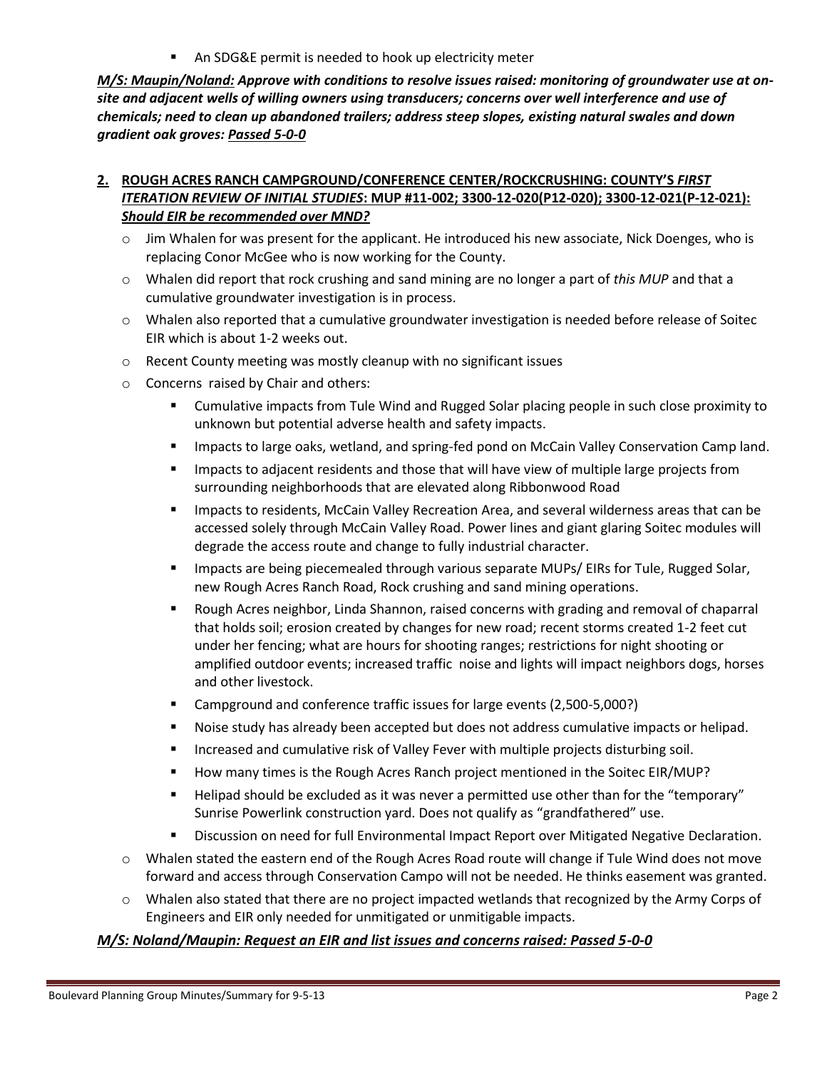- An SDG&E permit is needed to hook up electricity meter

***M/S: Maupin/Noland:** Approve with conditions to resolve issues raised: monitoring of groundwater use at on-site and adjacent wells of willing owners using transducers; concerns over well interference and use of chemicals; need to clean up abandoned trailers; address steep slopes, existing natural swales and down gradient oak groves: **Passed 5-0-0***

## 2. ROUGH ACRES RANCH CAMPGROUND/CONFERENCE CENTER/ROCKCRUSHING: COUNTY'S *FIRST ITERATION REVIEW OF INITIAL STUDIES*: MUP #11-002; 3300-12-020(P12-020); 3300-12-021(P-12-021): *Should EIR be recommended over MND?*

- Jim Whalen for was present for the applicant. He introduced his new associate, Nick Doenges, who is replacing Conor McGee who is now working for the County.
- Whalen did report that rock crushing and sand mining are no longer a part of *this MUP* and that a cumulative groundwater investigation is in process.
- Whalen also reported that a cumulative groundwater investigation is needed before release of Soitec EIR which is about 1-2 weeks out.
- Recent County meeting was mostly cleanup with no significant issues
- Concerns raised by Chair and others:
  - Cumulative impacts from Tule Wind and Rugged Solar placing people in such close proximity to unknown but potential adverse health and safety impacts.
  - Impacts to large oaks, wetland, and spring-fed pond on McCain Valley Conservation Camp land.
  - Impacts to adjacent residents and those that will have view of multiple large projects from surrounding neighborhoods that are elevated along Ribbonwood Road
  - Impacts to residents, McCain Valley Recreation Area, and several wilderness areas that can be accessed solely through McCain Valley Road. Power lines and giant glaring Soitec modules will degrade the access route and change to fully industrial character.
  - Impacts are being piecemealed through various separate MUPs/ EIRs for Tule, Rugged Solar, new Rough Acres Ranch Road, Rock crushing and sand mining operations.
  - Rough Acres neighbor, Linda Shannon, raised concerns with grading and removal of chaparral that holds soil; erosion created by changes for new road; recent storms created 1-2 feet cut under her fencing; what are hours for shooting ranges; restrictions for night shooting or amplified outdoor events; increased traffic noise and lights will impact neighbors dogs, horses and other livestock.
  - Campground and conference traffic issues for large events (2,500-5,000?)
  - Noise study has already been accepted but does not address cumulative impacts or helipad.
  - Increased and cumulative risk of Valley Fever with multiple projects disturbing soil.
  - How many times is the Rough Acres Ranch project mentioned in the Soitec EIR/MUP?
  - Helipad should be excluded as it was never a permitted use other than for the "temporary" Sunrise Powerlink construction yard. Does not qualify as "grandfathered" use.
  - Discussion on need for full Environmental Impact Report over Mitigated Negative Declaration.
- Whalen stated the eastern end of the Rough Acres Road route will change if Tule Wind does not move forward and access through Conservation Campo will not be needed. He thinks easement was granted.
- Whalen also stated that there are no project impacted wetlands that recognized by the Army Corps of Engineers and EIR only needed for unmitigated or unmitigable impacts.

***M/S: Noland/Maupin: Request an EIR and list issues and concerns raised: Passed 5-0-0***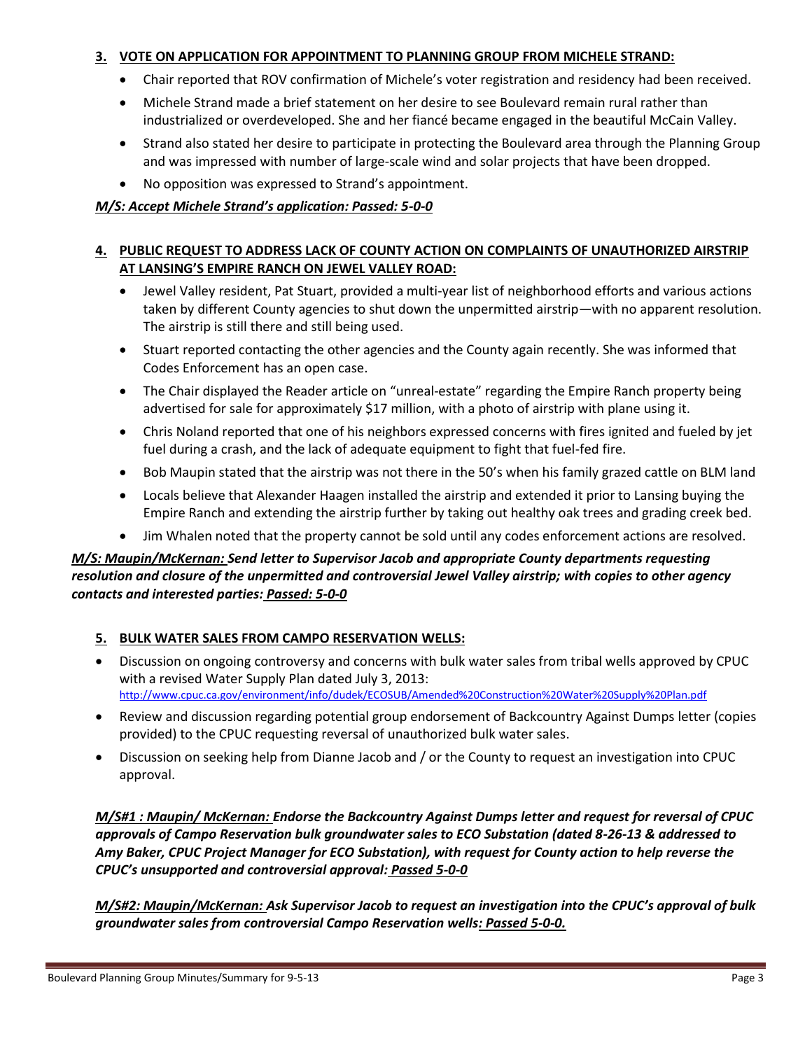**3. VOTE ON APPLICATION FOR APPOINTMENT TO PLANNING GROUP FROM MICHELE STRAND:**

- Chair reported that ROV confirmation of Michele's voter registration and residency had been received.
- Michele Strand made a brief statement on her desire to see Boulevard remain rural rather than industrialized or overdeveloped. She and her fiancé became engaged in the beautiful McCain Valley.
- Strand also stated her desire to participate in protecting the Boulevard area through the Planning Group and was impressed with number of large-scale wind and solar projects that have been dropped.
- No opposition was expressed to Strand's appointment.

***M/S: Accept Michele Strand's application: Passed: 5-0-0***

**4. PUBLIC REQUEST TO ADDRESS LACK OF COUNTY ACTION ON COMPLAINTS OF UNAUTHORIZED AIRSTRIP AT LANSING'S EMPIRE RANCH ON JEWEL VALLEY ROAD:**

- Jewel Valley resident, Pat Stuart, provided a multi-year list of neighborhood efforts and various actions taken by different County agencies to shut down the unpermitted airstrip—with no apparent resolution. The airstrip is still there and still being used.
- Stuart reported contacting the other agencies and the County again recently. She was informed that Codes Enforcement has an open case.
- The Chair displayed the Reader article on "unreal-estate" regarding the Empire Ranch property being advertised for sale for approximately $17 million, with a photo of airstrip with plane using it.
- Chris Noland reported that one of his neighbors expressed concerns with fires ignited and fueled by jet fuel during a crash, and the lack of adequate equipment to fight that fuel-fed fire.
- Bob Maupin stated that the airstrip was not there in the 50's when his family grazed cattle on BLM land
- Locals believe that Alexander Haagen installed the airstrip and extended it prior to Lansing buying the Empire Ranch and extending the airstrip further by taking out healthy oak trees and grading creek bed.
- Jim Whalen noted that the property cannot be sold until any codes enforcement actions are resolved.

***M/S: Maupin/McKernan: Send letter to Supervisor Jacob and appropriate County departments requesting resolution and closure of the unpermitted and controversial Jewel Valley airstrip; with copies to other agency contacts and interested parties: Passed: 5-0-0***

**5. BULK WATER SALES FROM CAMPO RESERVATION WELLS:**

- Discussion on ongoing controversy and concerns with bulk water sales from tribal wells approved by CPUC with a revised Water Supply Plan dated July 3, 2013: http://www.cpuc.ca.gov/environment/info/dudek/ECOSUB/Amended%20Construction%20Water%20Supply%20Plan.pdf
- Review and discussion regarding potential group endorsement of Backcountry Against Dumps letter (copies provided) to the CPUC requesting reversal of unauthorized bulk water sales.
- Discussion on seeking help from Dianne Jacob and / or the County to request an investigation into CPUC approval.

***M/S#1 : Maupin/ McKernan: Endorse the Backcountry Against Dumps letter and request for reversal of CPUC approvals of Campo Reservation bulk groundwater sales to ECO Substation (dated 8-26-13 & addressed to Amy Baker, CPUC Project Manager for ECO Substation), with request for County action to help reverse the CPUC's unsupported and controversial approval: Passed 5-0-0***

***M/S#2: Maupin/McKernan: Ask Supervisor Jacob to request an investigation into the CPUC's approval of bulk groundwater sales from controversial Campo Reservation wells: Passed 5-0-0.***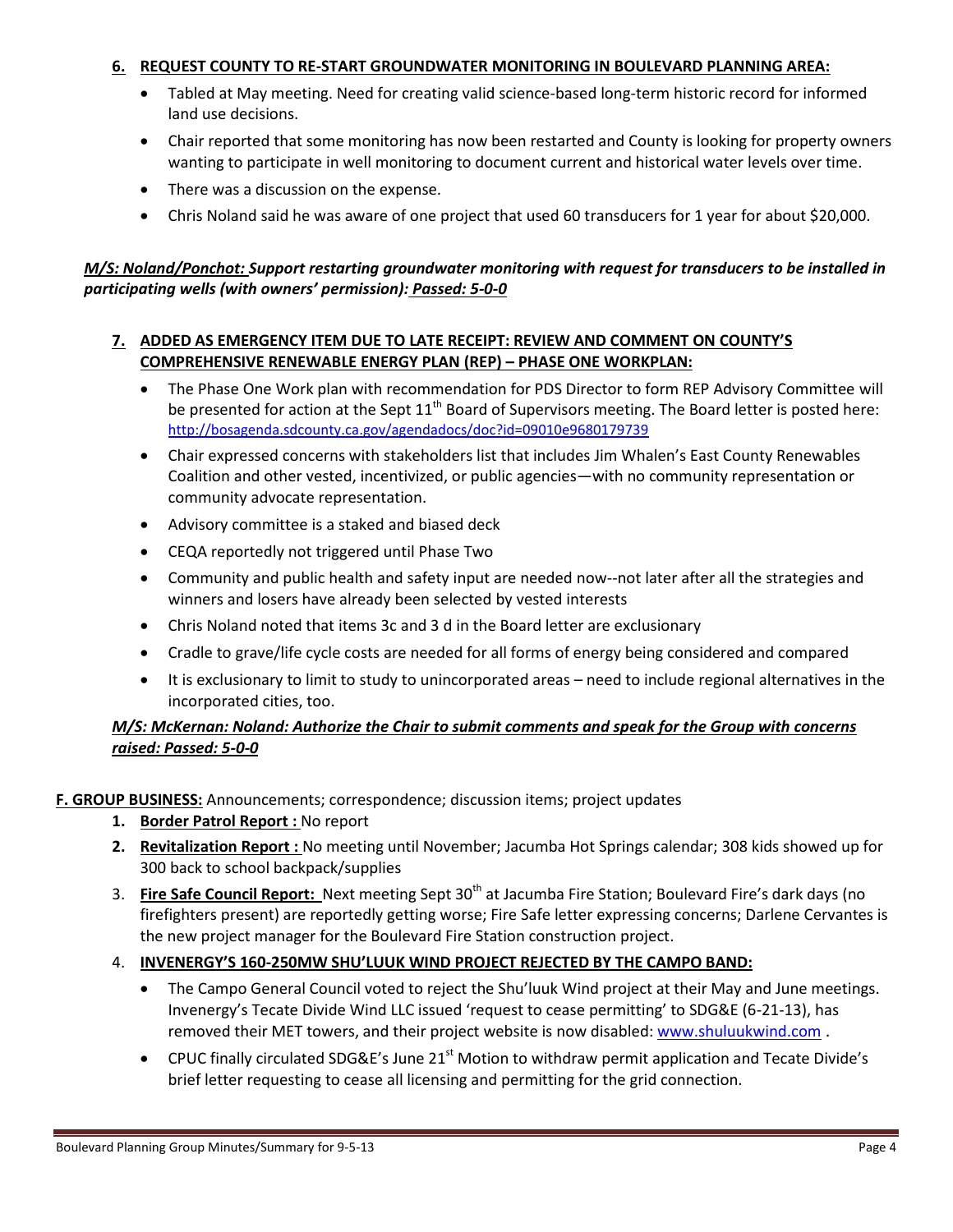6. **REQUEST COUNTY TO RE-START GROUNDWATER MONITORING IN BOULEVARD PLANNING AREA:**
   - Tabled at May meeting. Need for creating valid science-based long-term historic record for informed land use decisions.
   - Chair reported that some monitoring has now been restarted and County is looking for property owners wanting to participate in well monitoring to document current and historical water levels over time.
   - There was a discussion on the expense.
   - Chris Noland said he was aware of one project that used 60 transducers for 1 year for about $20,000.

***M/S: Noland/Ponchot: Support restarting groundwater monitoring with request for transducers to be installed in participating wells (with owners' permission): Passed: 5-0-0***

7. **ADDED AS EMERGENCY ITEM DUE TO LATE RECEIPT: REVIEW AND COMMENT ON COUNTY'S COMPREHENSIVE RENEWABLE ENERGY PLAN (REP) – PHASE ONE WORKPLAN:**
   - The Phase One Work plan with recommendation for PDS Director to form REP Advisory Committee will be presented for action at the Sept 11th Board of Supervisors meeting. The Board letter is posted here: http://bosagenda.sdcounty.ca.gov/agendadocs/doc?id=09010e9680179739
   - Chair expressed concerns with stakeholders list that includes Jim Whalen's East County Renewables Coalition and other vested, incentivized, or public agencies—with no community representation or community advocate representation.
   - Advisory committee is a staked and biased deck
   - CEQA reportedly not triggered until Phase Two
   - Community and public health and safety input are needed now--not later after all the strategies and winners and losers have already been selected by vested interests
   - Chris Noland noted that items 3c and 3 d in the Board letter are exclusionary
   - Cradle to grave/life cycle costs are needed for all forms of energy being considered and compared
   - It is exclusionary to limit to study to unincorporated areas – need to include regional alternatives in the incorporated cities, too.

***M/S: McKernan: Noland: Authorize the Chair to submit comments and speak for the Group with concerns raised: Passed: 5-0-0***

**F. GROUP BUSINESS:** Announcements; correspondence; discussion items; project updates

1. **Border Patrol Report :** No report
2. **Revitalization Report :** No meeting until November; Jacumba Hot Springs calendar; 308 kids showed up for 300 back to school backpack/supplies
3. **Fire Safe Council Report:** Next meeting Sept 30th at Jacumba Fire Station; Boulevard Fire's dark days (no firefighters present) are reportedly getting worse; Fire Safe letter expressing concerns; Darlene Cervantes is the new project manager for the Boulevard Fire Station construction project.
4. **INVENERGY'S 160-250MW SHU'LUUK WIND PROJECT REJECTED BY THE CAMPO BAND:**
   - The Campo General Council voted to reject the Shu'luuk Wind project at their May and June meetings. Invenergy's Tecate Divide Wind LLC issued 'request to cease permitting' to SDG&E (6-21-13), has removed their MET towers, and their project website is now disabled: www.shuluukwind.com .
   - CPUC finally circulated SDG&E's June 21st Motion to withdraw permit application and Tecate Divide's brief letter requesting to cease all licensing and permitting for the grid connection.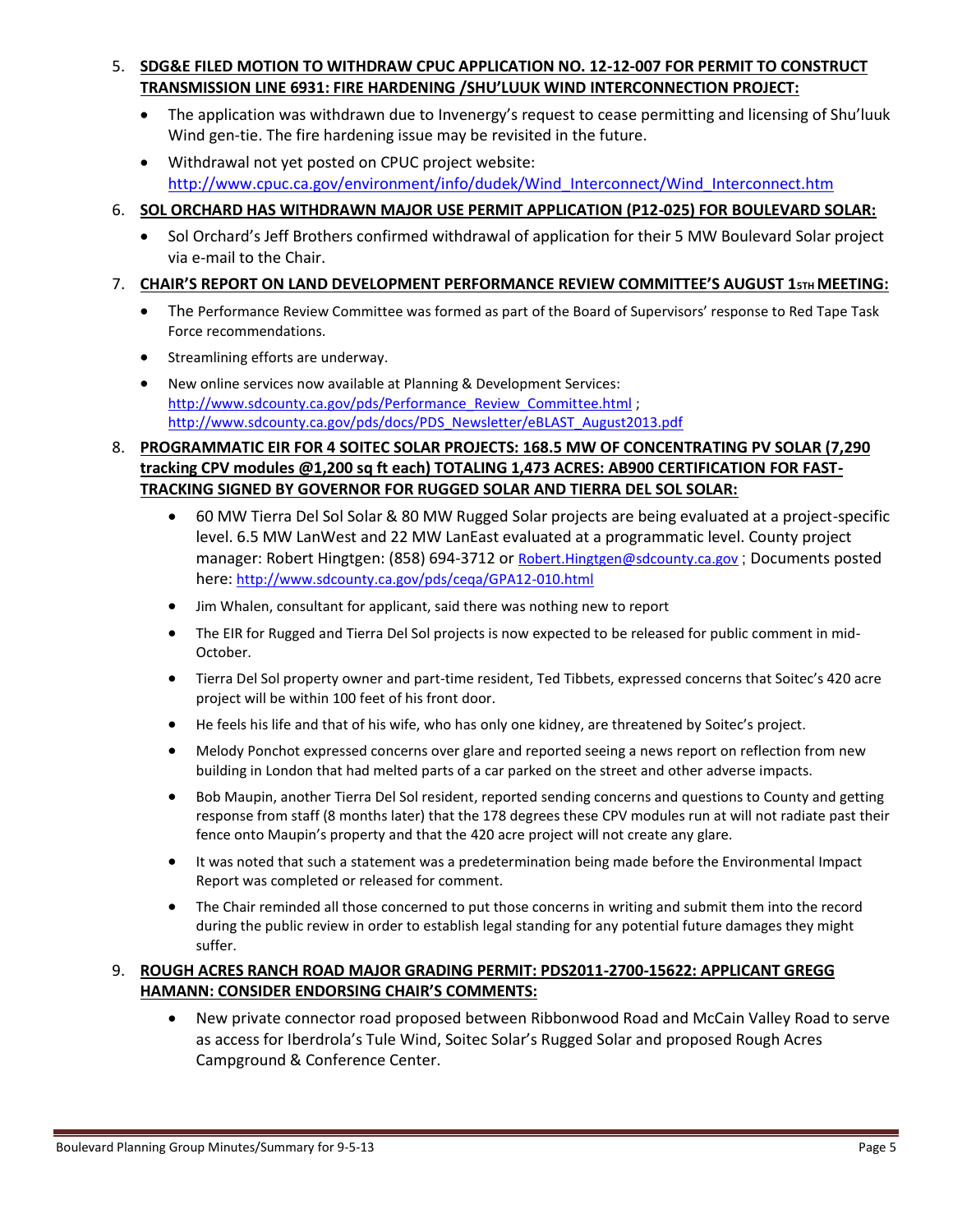5. **SDG&E FILED MOTION TO WITHDRAW CPUC APPLICATION NO. 12-12-007 FOR PERMIT TO CONSTRUCT TRANSMISSION LINE 6931: FIRE HARDENING /SHU'LUUK WIND INTERCONNECTION PROJECT:**
   - The application was withdrawn due to Invenergy's request to cease permitting and licensing of Shu'luuk Wind gen-tie. The fire hardening issue may be revisited in the future.
   - Withdrawal not yet posted on CPUC project website: http://www.cpuc.ca.gov/environment/info/dudek/Wind_Interconnect/Wind_Interconnect.htm

6. **SOL ORCHARD HAS WITHDRAWN MAJOR USE PERMIT APPLICATION (P12-025) FOR BOULEVARD SOLAR:**
   - Sol Orchard's Jeff Brothers confirmed withdrawal of application for their 5 MW Boulevard Solar project via e-mail to the Chair.

7. **CHAIR'S REPORT ON LAND DEVELOPMENT PERFORMANCE REVIEW COMMITTEE'S AUGUST 15TH MEETING:**
   - The Performance Review Committee was formed as part of the Board of Supervisors' response to Red Tape Task Force recommendations.
   - Streamlining efforts are underway.
   - New online services now available at Planning & Development Services: http://www.sdcounty.ca.gov/pds/Performance_Review_Committee.html ; http://www.sdcounty.ca.gov/pds/docs/PDS_Newsletter/eBLAST_August2013.pdf

8. **PROGRAMMATIC EIR FOR 4 SOITEC SOLAR PROJECTS: 168.5 MW OF CONCENTRATING PV SOLAR (7,290 tracking CPV modules @1,200 sq ft each) TOTALING 1,473 ACRES: AB900 CERTIFICATION FOR FAST-TRACKING SIGNED BY GOVERNOR FOR RUGGED SOLAR AND TIERRA DEL SOL SOLAR:**
   - 60 MW Tierra Del Sol Solar & 80 MW Rugged Solar projects are being evaluated at a project-specific level. 6.5 MW LanWest and 22 MW LanEast evaluated at a programmatic level. County project manager: Robert Hingtgen: (858) 694-3712 or Robert.Hingtgen@sdcounty.ca.gov ; Documents posted here: http://www.sdcounty.ca.gov/pds/ceqa/GPA12-010.html
   - Jim Whalen, consultant for applicant, said there was nothing new to report
   - The EIR for Rugged and Tierra Del Sol projects is now expected to be released for public comment in mid-October.
   - Tierra Del Sol property owner and part-time resident, Ted Tibbets, expressed concerns that Soitec's 420 acre project will be within 100 feet of his front door.
   - He feels his life and that of his wife, who has only one kidney, are threatened by Soitec's project.
   - Melody Ponchot expressed concerns over glare and reported seeing a news report on reflection from new building in London that had melted parts of a car parked on the street and other adverse impacts.
   - Bob Maupin, another Tierra Del Sol resident, reported sending concerns and questions to County and getting response from staff (8 months later) that the 178 degrees these CPV modules run at will not radiate past their fence onto Maupin's property and that the 420 acre project will not create any glare.
   - It was noted that such a statement was a predetermination being made before the Environmental Impact Report was completed or released for comment.
   - The Chair reminded all those concerned to put those concerns in writing and submit them into the record during the public review in order to establish legal standing for any potential future damages they might suffer.

9. **ROUGH ACRES RANCH ROAD MAJOR GRADING PERMIT: PDS2011-2700-15622: APPLICANT GREGG HAMANN: CONSIDER ENDORSING CHAIR'S COMMENTS:**
   - New private connector road proposed between Ribbonwood Road and McCain Valley Road to serve as access for Iberdrola's Tule Wind, Soitec Solar's Rugged Solar and proposed Rough Acres Campground & Conference Center.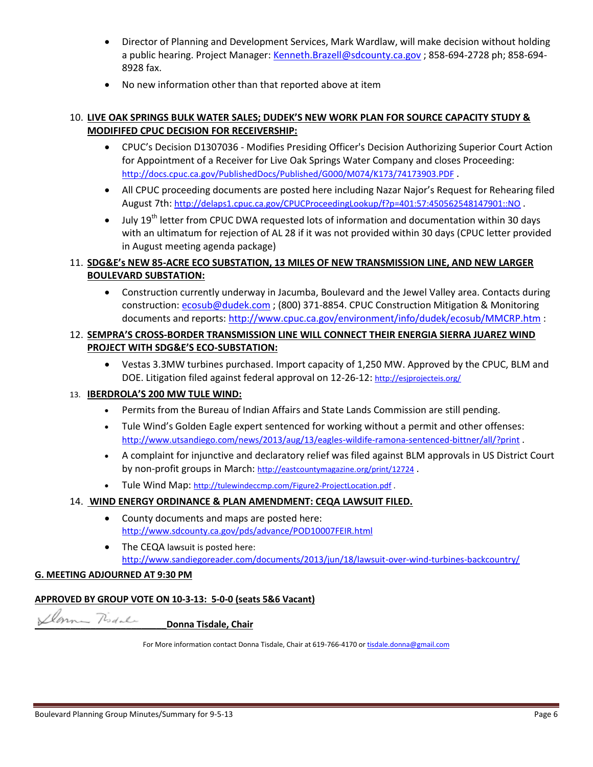- Director of Planning and Development Services, Mark Wardlaw, will make decision without holding a public hearing. Project Manager: Kenneth.Brazell@sdcounty.ca.gov ; 858-694-2728 ph; 858-694-8928 fax.
- No new information other than that reported above at item

10. **LIVE OAK SPRINGS BULK WATER SALES; DUDEK'S NEW WORK PLAN FOR SOURCE CAPACITY STUDY & MODIFIED CPUC DECISION FOR RECEIVERSHIP:**
    - CPUC's Decision D1307036 - Modifies Presiding Officer's Decision Authorizing Superior Court Action for Appointment of a Receiver for Live Oak Springs Water Company and closes Proceeding: http://docs.cpuc.ca.gov/PublishedDocs/Published/G000/M074/K173/74173903.PDF .
    - All CPUC proceeding documents are posted here including Nazar Najor's Request for Rehearing filed August 7th: http://delaps1.cpuc.ca.gov/CPUCProceedingLookup/f?p=401:57:450562548147901::NO .
    - July 19th letter from CPUC DWA requested lots of information and documentation within 30 days with an ultimatum for rejection of AL 28 if it was not provided within 30 days (CPUC letter provided in August meeting agenda package)

11. **SDG&E's NEW 85-ACRE ECO SUBSTATION, 13 MILES OF NEW TRANSMISSION LINE, AND NEW LARGER BOULEVARD SUBSTATION:**
    - Construction currently underway in Jacumba, Boulevard and the Jewel Valley area. Contacts during construction: ecosub@dudek.com ; (800) 371-8854. CPUC Construction Mitigation & Monitoring documents and reports: http://www.cpuc.ca.gov/environment/info/dudek/ecosub/MMCRP.htm :

12. **SEMPRA'S CROSS-BORDER TRANSMISSION LINE WILL CONNECT THEIR ENERGIA SIERRA JUAREZ WIND PROJECT WITH SDG&E'S ECO-SUBSTATION:**
    - Vestas 3.3MW turbines purchased. Import capacity of 1,250 MW. Approved by the CPUC, BLM and DOE. Litigation filed against federal approval on 12-26-12: http://esjprojecteis.org/

13. **IBERDROLA'S 200 MW TULE WIND:**
    - Permits from the Bureau of Indian Affairs and State Lands Commission are still pending.
    - Tule Wind's Golden Eagle expert sentenced for working without a permit and other offenses: http://www.utsandiego.com/news/2013/aug/13/eagles-wildife-ramona-sentenced-bittner/all/?print .
    - A complaint for injunctive and declaratory relief was filed against BLM approvals in US District Court by non-profit groups in March: http://eastcountymagazine.org/print/12724 .
    - Tule Wind Map: http://tulewindeccmp.com/Figure2-ProjectLocation.pdf .

14. **WIND ENERGY ORDINANCE & PLAN AMENDMENT: CEQA LAWSUIT FILED.**
    - County documents and maps are posted here: http://www.sdcounty.ca.gov/pds/advance/POD10007FEIR.html
    - The CEQA lawsuit is posted here: http://www.sandiegoreader.com/documents/2013/jun/18/lawsuit-over-wind-turbines-backcountry/

**G. MEETING ADJOURNED AT 9:30 PM**

**APPROVED BY GROUP VOTE ON 10-3-13: 5-0-0 (seats 5&6 Vacant)**

**Donna Tisdale, Chair**

For More information contact Donna Tisdale, Chair at 619-766-4170 or tisdale.donna@gmail.com